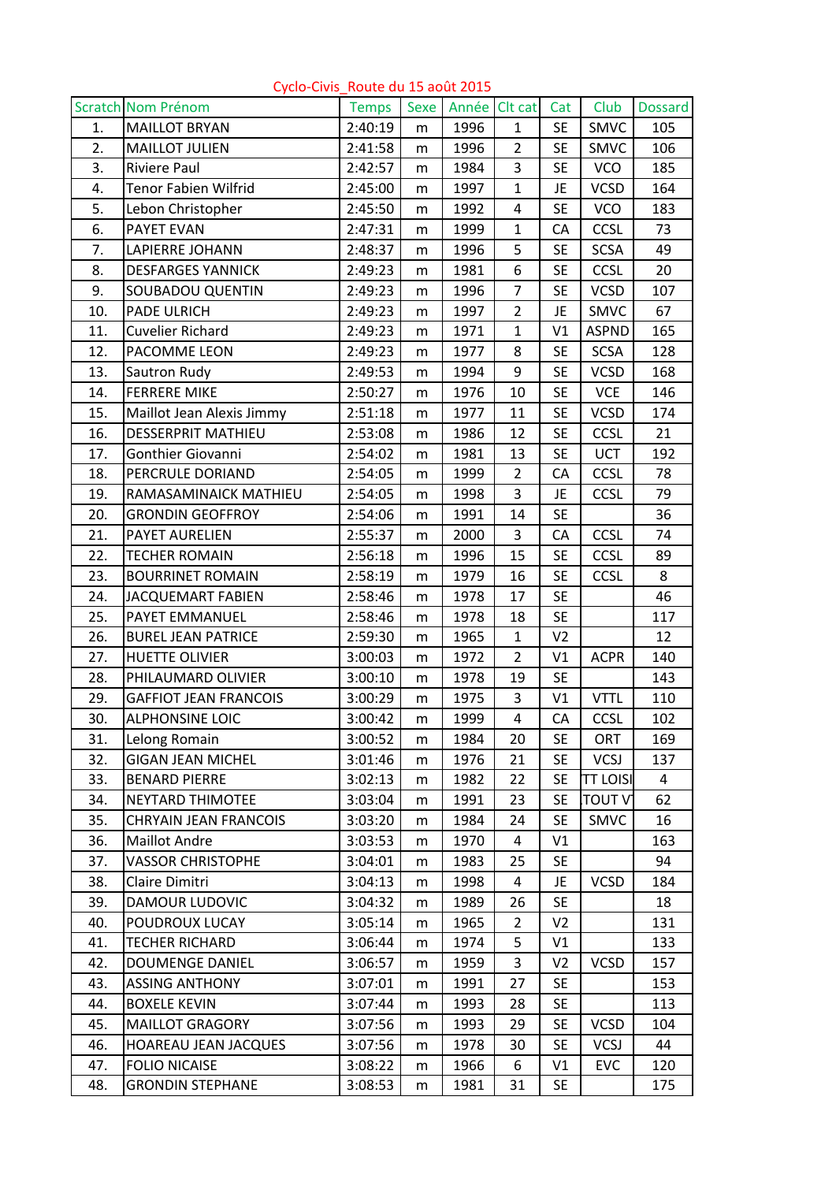# Cyclo-Civis_Route du 15 août 2015

| Scratch | Nom Prénom | Temps | Sexe | Année | Clt cat | Cat | Club | Dossard |
|---|---|---|---|---|---|---|---|---|
| 1. | MAILLOT BRYAN | 2:40:19 | m | 1996 | 1 | SE | SMVC | 105 |
| 2. | MAILLOT JULIEN | 2:41:58 | m | 1996 | 2 | SE | SMVC | 106 |
| 3. | Riviere Paul | 2:42:57 | m | 1984 | 3 | SE | VCO | 185 |
| 4. | Tenor Fabien Wilfrid | 2:45:00 | m | 1997 | 1 | JE | VCSD | 164 |
| 5. | Lebon Christopher | 2:45:50 | m | 1992 | 4 | SE | VCO | 183 |
| 6. | PAYET EVAN | 2:47:31 | m | 1999 | 1 | CA | CCSL | 73 |
| 7. | LAPIERRE JOHANN | 2:48:37 | m | 1996 | 5 | SE | SCSA | 49 |
| 8. | DESFARGES YANNICK | 2:49:23 | m | 1981 | 6 | SE | CCSL | 20 |
| 9. | SOUBADOU QUENTIN | 2:49:23 | m | 1996 | 7 | SE | VCSD | 107 |
| 10. | PADE ULRICH | 2:49:23 | m | 1997 | 2 | JE | SMVC | 67 |
| 11. | Cuvelier Richard | 2:49:23 | m | 1971 | 1 | V1 | ASPND | 165 |
| 12. | PACOMME LEON | 2:49:23 | m | 1977 | 8 | SE | SCSA | 128 |
| 13. | Sautron Rudy | 2:49:53 | m | 1994 | 9 | SE | VCSD | 168 |
| 14. | FERRERE MIKE | 2:50:27 | m | 1976 | 10 | SE | VCE | 146 |
| 15. | Maillot Jean Alexis Jimmy | 2:51:18 | m | 1977 | 11 | SE | VCSD | 174 |
| 16. | DESSERPRIT MATHIEU | 2:53:08 | m | 1986 | 12 | SE | CCSL | 21 |
| 17. | Gonthier Giovanni | 2:54:02 | m | 1981 | 13 | SE | UCT | 192 |
| 18. | PERCRULE DORIAND | 2:54:05 | m | 1999 | 2 | CA | CCSL | 78 |
| 19. | RAMASAMINAICK MATHIEU | 2:54:05 | m | 1998 | 3 | JE | CCSL | 79 |
| 20. | GRONDIN GEOFFROY | 2:54:06 | m | 1991 | 14 | SE | | 36 |
| 21. | PAYET AURELIEN | 2:55:37 | m | 2000 | 3 | CA | CCSL | 74 |
| 22. | TECHER ROMAIN | 2:56:18 | m | 1996 | 15 | SE | CCSL | 89 |
| 23. | BOURRINET ROMAIN | 2:58:19 | m | 1979 | 16 | SE | CCSL | 8 |
| 24. | JACQUEMART FABIEN | 2:58:46 | m | 1978 | 17 | SE | | 46 |
| 25. | PAYET EMMANUEL | 2:58:46 | m | 1978 | 18 | SE | | 117 |
| 26. | BUREL JEAN PATRICE | 2:59:30 | m | 1965 | 1 | V2 | | 12 |
| 27. | HUETTE OLIVIER | 3:00:03 | m | 1972 | 2 | V1 | ACPR | 140 |
| 28. | PHILAUMARD OLIVIER | 3:00:10 | m | 1978 | 19 | SE | | 143 |
| 29. | GAFFIOT JEAN FRANCOIS | 3:00:29 | m | 1975 | 3 | V1 | VTTL | 110 |
| 30. | ALPHONSINE LOIC | 3:00:42 | m | 1999 | 4 | CA | CCSL | 102 |
| 31. | Lelong Romain | 3:00:52 | m | 1984 | 20 | SE | ORT | 169 |
| 32. | GIGAN JEAN MICHEL | 3:01:46 | m | 1976 | 21 | SE | VCSJ | 137 |
| 33. | BENARD PIERRE | 3:02:13 | m | 1982 | 22 | SE | TT LOISI | 4 |
| 34. | NEYTARD THIMOTEE | 3:03:04 | m | 1991 | 23 | SE | TOUT V | 62 |
| 35. | CHRYAIN JEAN FRANCOIS | 3:03:20 | m | 1984 | 24 | SE | SMVC | 16 |
| 36. | Maillot Andre | 3:03:53 | m | 1970 | 4 | V1 | | 163 |
| 37. | VASSOR CHRISTOPHE | 3:04:01 | m | 1983 | 25 | SE | | 94 |
| 38. | Claire Dimitri | 3:04:13 | m | 1998 | 4 | JE | VCSD | 184 |
| 39. | DAMOUR LUDOVIC | 3:04:32 | m | 1989 | 26 | SE | | 18 |
| 40. | POUDROUX LUCAY | 3:05:14 | m | 1965 | 2 | V2 | | 131 |
| 41. | TECHER RICHARD | 3:06:44 | m | 1974 | 5 | V1 | | 133 |
| 42. | DOUMENGE DANIEL | 3:06:57 | m | 1959 | 3 | V2 | VCSD | 157 |
| 43. | ASSING ANTHONY | 3:07:01 | m | 1991 | 27 | SE | | 153 |
| 44. | BOXELE KEVIN | 3:07:44 | m | 1993 | 28 | SE | | 113 |
| 45. | MAILLOT GRAGORY | 3:07:56 | m | 1993 | 29 | SE | VCSD | 104 |
| 46. | HOAREAU JEAN JACQUES | 3:07:56 | m | 1978 | 30 | SE | VCSJ | 44 |
| 47. | FOLIO NICAISE | 3:08:22 | m | 1966 | 6 | V1 | EVC | 120 |
| 48. | GRONDIN STEPHANE | 3:08:53 | m | 1981 | 31 | SE | | 175 |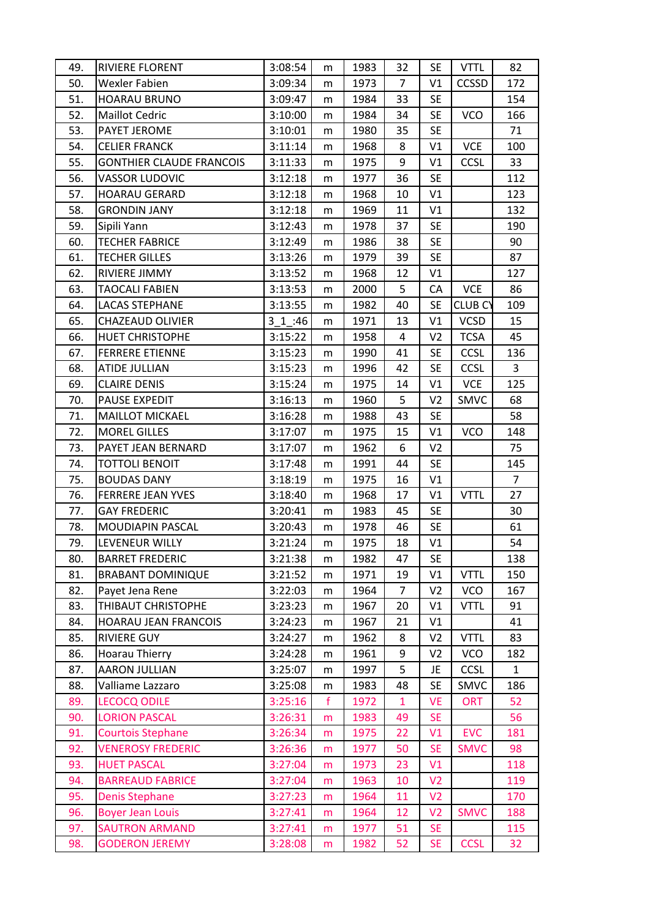| | | | | | | | | |
|---|---|---|---|---|---|---|---|---|
| 49. | RIVIERE FLORENT | 3:08:54 | m | 1983 | 32 | SE | VTTL | 82 |
| 50. | Wexler Fabien | 3:09:34 | m | 1973 | 7 | V1 | CCSSD | 172 |
| 51. | HOARAU BRUNO | 3:09:47 | m | 1984 | 33 | SE | | 154 |
| 52. | Maillot Cedric | 3:10:00 | m | 1984 | 34 | SE | VCO | 166 |
| 53. | PAYET JEROME | 3:10:01 | m | 1980 | 35 | SE | | 71 |
| 54. | CELIER FRANCK | 3:11:14 | m | 1968 | 8 | V1 | VCE | 100 |
| 55. | GONTHIER CLAUDE FRANCOIS | 3:11:33 | m | 1975 | 9 | V1 | CCSL | 33 |
| 56. | VASSOR LUDOVIC | 3:12:18 | m | 1977 | 36 | SE | | 112 |
| 57. | HOARAU GERARD | 3:12:18 | m | 1968 | 10 | V1 | | 123 |
| 58. | GRONDIN JANY | 3:12:18 | m | 1969 | 11 | V1 | | 132 |
| 59. | Sipili Yann | 3:12:43 | m | 1978 | 37 | SE | | 190 |
| 60. | TECHER FABRICE | 3:12:49 | m | 1986 | 38 | SE | | 90 |
| 61. | TECHER GILLES | 3:13:26 | m | 1979 | 39 | SE | | 87 |
| 62. | RIVIERE JIMMY | 3:13:52 | m | 1968 | 12 | V1 | | 127 |
| 63. | TAOCALI FABIEN | 3:13:53 | m | 2000 | 5 | CA | VCE | 86 |
| 64. | LACAS STEPHANE | 3:13:55 | m | 1982 | 40 | SE | CLUB CY | 109 |
| 65. | CHAZEAUD OLIVIER | 3_1_:46 | m | 1971 | 13 | V1 | VCSD | 15 |
| 66. | HUET CHRISTOPHE | 3:15:22 | m | 1958 | 4 | V2 | TCSA | 45 |
| 67. | FERRERE ETIENNE | 3:15:23 | m | 1990 | 41 | SE | CCSL | 136 |
| 68. | ATIDE JULLIAN | 3:15:23 | m | 1996 | 42 | SE | CCSL | 3 |
| 69. | CLAIRE DENIS | 3:15:24 | m | 1975 | 14 | V1 | VCE | 125 |
| 70. | PAUSE EXPEDIT | 3:16:13 | m | 1960 | 5 | V2 | SMVC | 68 |
| 71. | MAILLOT MICKAEL | 3:16:28 | m | 1988 | 43 | SE | | 58 |
| 72. | MOREL GILLES | 3:17:07 | m | 1975 | 15 | V1 | VCO | 148 |
| 73. | PAYET JEAN BERNARD | 3:17:07 | m | 1962 | 6 | V2 | | 75 |
| 74. | TOTTOLI BENOIT | 3:17:48 | m | 1991 | 44 | SE | | 145 |
| 75. | BOUDAS DANY | 3:18:19 | m | 1975 | 16 | V1 | | 7 |
| 76. | FERRERE JEAN YVES | 3:18:40 | m | 1968 | 17 | V1 | VTTL | 27 |
| 77. | GAY FREDERIC | 3:20:41 | m | 1983 | 45 | SE | | 30 |
| 78. | MOUDIAPIN PASCAL | 3:20:43 | m | 1978 | 46 | SE | | 61 |
| 79. | LEVENEUR WILLY | 3:21:24 | m | 1975 | 18 | V1 | | 54 |
| 80. | BARRET FREDERIC | 3:21:38 | m | 1982 | 47 | SE | | 138 |
| 81. | BRABANT DOMINIQUE | 3:21:52 | m | 1971 | 19 | V1 | VTTL | 150 |
| 82. | Payet Jena Rene | 3:22:03 | m | 1964 | 7 | V2 | VCO | 167 |
| 83. | THIBAUT CHRISTOPHE | 3:23:23 | m | 1967 | 20 | V1 | VTTL | 91 |
| 84. | HOARAU JEAN FRANCOIS | 3:24:23 | m | 1967 | 21 | V1 | | 41 |
| 85. | RIVIERE GUY | 3:24:27 | m | 1962 | 8 | V2 | VTTL | 83 |
| 86. | Hoarau Thierry | 3:24:28 | m | 1961 | 9 | V2 | VCO | 182 |
| 87. | AARON JULLIAN | 3:25:07 | m | 1997 | 5 | JE | CCSL | 1 |
| 88. | Valliame Lazzaro | 3:25:08 | m | 1983 | 48 | SE | SMVC | 186 |
| 89. | LECOCQ ODILE | 3:25:16 | f | 1972 | 1 | VE | ORT | 52 |
| 90. | LORION PASCAL | 3:26:31 | m | 1983 | 49 | SE | | 56 |
| 91. | Courtois Stephane | 3:26:34 | m | 1975 | 22 | V1 | EVC | 181 |
| 92. | VENEROSY FREDERIC | 3:26:36 | m | 1977 | 50 | SE | SMVC | 98 |
| 93. | HUET PASCAL | 3:27:04 | m | 1973 | 23 | V1 | | 118 |
| 94. | BARREAUD FABRICE | 3:27:04 | m | 1963 | 10 | V2 | | 119 |
| 95. | Denis Stephane | 3:27:23 | m | 1964 | 11 | V2 | | 170 |
| 96. | Boyer Jean Louis | 3:27:41 | m | 1964 | 12 | V2 | SMVC | 188 |
| 97. | SAUTRON ARMAND | 3:27:41 | m | 1977 | 51 | SE | | 115 |
| 98. | GODERON JEREMY | 3:28:08 | m | 1982 | 52 | SE | CCSL | 32 |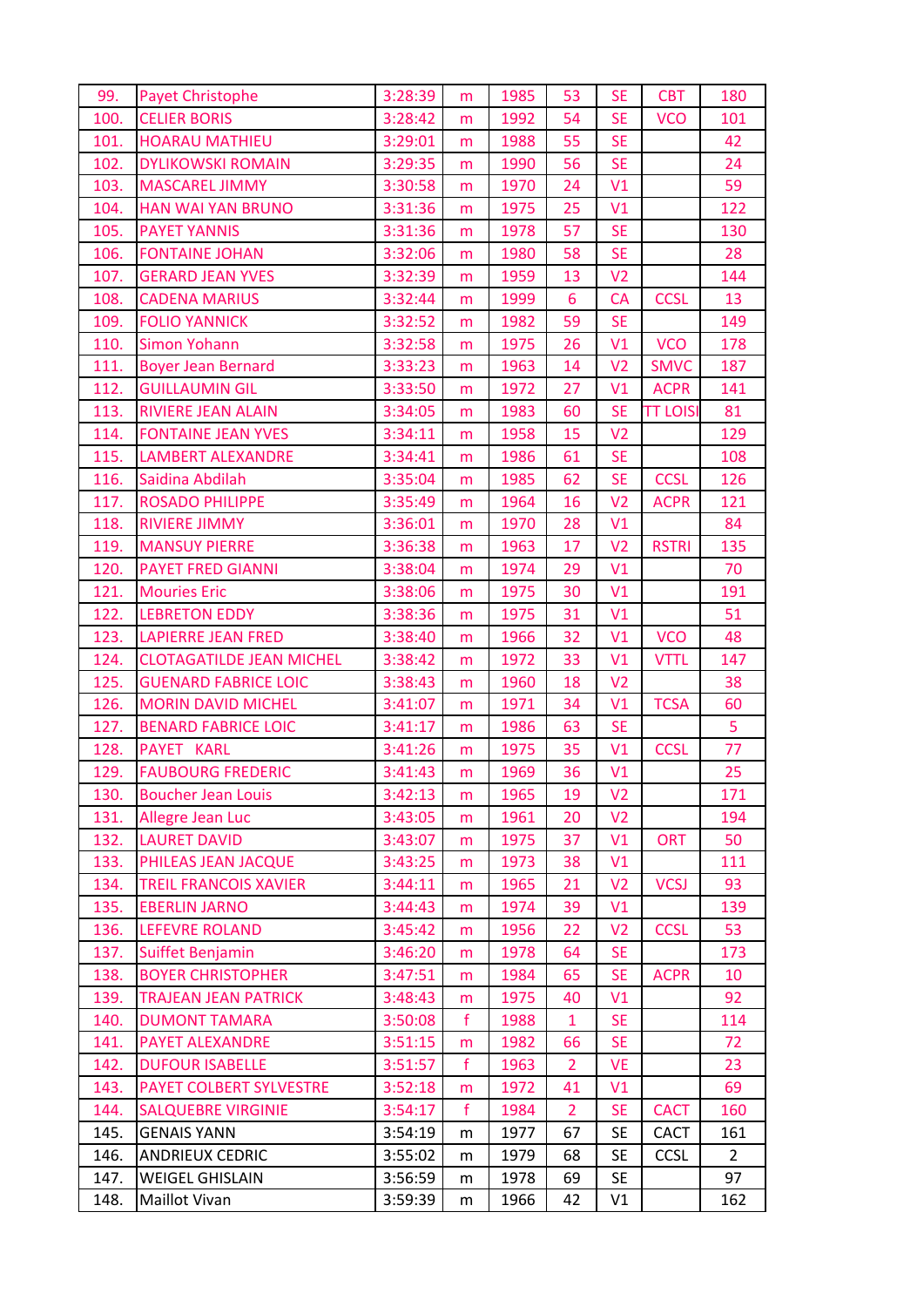| 99. | Payet Christophe | 3:28:39 | m | 1985 | 53 | SE | CBT | 180 |
|---|---|---|---|---|---|---|---|---|
| 100. | CELIER BORIS | 3:28:42 | m | 1992 | 54 | SE | VCO | 101 |
| 101. | HOARAU MATHIEU | 3:29:01 | m | 1988 | 55 | SE | | 42 |
| 102. | DYLIKOWSKI ROMAIN | 3:29:35 | m | 1990 | 56 | SE | | 24 |
| 103. | MASCAREL JIMMY | 3:30:58 | m | 1970 | 24 | V1 | | 59 |
| 104. | HAN WAI YAN BRUNO | 3:31:36 | m | 1975 | 25 | V1 | | 122 |
| 105. | PAYET YANNIS | 3:31:36 | m | 1978 | 57 | SE | | 130 |
| 106. | FONTAINE JOHAN | 3:32:06 | m | 1980 | 58 | SE | | 28 |
| 107. | GERARD JEAN YVES | 3:32:39 | m | 1959 | 13 | V2 | | 144 |
| 108. | CADENA MARIUS | 3:32:44 | m | 1999 | 6 | CA | CCSL | 13 |
| 109. | FOLIO YANNICK | 3:32:52 | m | 1982 | 59 | SE | | 149 |
| 110. | Simon Yohann | 3:32:58 | m | 1975 | 26 | V1 | VCO | 178 |
| 111. | Boyer Jean Bernard | 3:33:23 | m | 1963 | 14 | V2 | SMVC | 187 |
| 112. | GUILLAUMIN GIL | 3:33:50 | m | 1972 | 27 | V1 | ACPR | 141 |
| 113. | RIVIERE JEAN ALAIN | 3:34:05 | m | 1983 | 60 | SE | TT LOISI | 81 |
| 114. | FONTAINE JEAN YVES | 3:34:11 | m | 1958 | 15 | V2 | | 129 |
| 115. | LAMBERT ALEXANDRE | 3:34:41 | m | 1986 | 61 | SE | | 108 |
| 116. | Saidina Abdilah | 3:35:04 | m | 1985 | 62 | SE | CCSL | 126 |
| 117. | ROSADO PHILIPPE | 3:35:49 | m | 1964 | 16 | V2 | ACPR | 121 |
| 118. | RIVIERE JIMMY | 3:36:01 | m | 1970 | 28 | V1 | | 84 |
| 119. | MANSUY PIERRE | 3:36:38 | m | 1963 | 17 | V2 | RSTRI | 135 |
| 120. | PAYET FRED GIANNI | 3:38:04 | m | 1974 | 29 | V1 | | 70 |
| 121. | Mouries Eric | 3:38:06 | m | 1975 | 30 | V1 | | 191 |
| 122. | LEBRETON EDDY | 3:38:36 | m | 1975 | 31 | V1 | | 51 |
| 123. | LAPIERRE JEAN FRED | 3:38:40 | m | 1966 | 32 | V1 | VCO | 48 |
| 124. | CLOTAGATILDE JEAN MICHEL | 3:38:42 | m | 1972 | 33 | V1 | VTTL | 147 |
| 125. | GUENARD FABRICE LOIC | 3:38:43 | m | 1960 | 18 | V2 | | 38 |
| 126. | MORIN DAVID MICHEL | 3:41:07 | m | 1971 | 34 | V1 | TCSA | 60 |
| 127. | BENARD FABRICE LOIC | 3:41:17 | m | 1986 | 63 | SE | | 5 |
| 128. | PAYET KARL | 3:41:26 | m | 1975 | 35 | V1 | CCSL | 77 |
| 129. | FAUBOURG FREDERIC | 3:41:43 | m | 1969 | 36 | V1 | | 25 |
| 130. | Boucher Jean Louis | 3:42:13 | m | 1965 | 19 | V2 | | 171 |
| 131. | Allegre Jean Luc | 3:43:05 | m | 1961 | 20 | V2 | | 194 |
| 132. | LAURET DAVID | 3:43:07 | m | 1975 | 37 | V1 | ORT | 50 |
| 133. | PHILEAS JEAN JACQUE | 3:43:25 | m | 1973 | 38 | V1 | | 111 |
| 134. | TREIL FRANCOIS XAVIER | 3:44:11 | m | 1965 | 21 | V2 | VCSJ | 93 |
| 135. | EBERLIN JARNO | 3:44:43 | m | 1974 | 39 | V1 | | 139 |
| 136. | LEFEVRE ROLAND | 3:45:42 | m | 1956 | 22 | V2 | CCSL | 53 |
| 137. | Suiffet Benjamin | 3:46:20 | m | 1978 | 64 | SE | | 173 |
| 138. | BOYER CHRISTOPHER | 3:47:51 | m | 1984 | 65 | SE | ACPR | 10 |
| 139. | TRAJEAN JEAN PATRICK | 3:48:43 | m | 1975 | 40 | V1 | | 92 |
| 140. | DUMONT TAMARA | 3:50:08 | f | 1988 | 1 | SE | | 114 |
| 141. | PAYET ALEXANDRE | 3:51:15 | m | 1982 | 66 | SE | | 72 |
| 142. | DUFOUR ISABELLE | 3:51:57 | f | 1963 | 2 | VE | | 23 |
| 143. | PAYET COLBERT SYLVESTRE | 3:52:18 | m | 1972 | 41 | V1 | | 69 |
| 144. | SALQUEBRE VIRGINIE | 3:54:17 | f | 1984 | 2 | SE | CACT | 160 |
| 145. | GENAIS YANN | 3:54:19 | m | 1977 | 67 | SE | CACT | 161 |
| 146. | ANDRIEUX CEDRIC | 3:55:02 | m | 1979 | 68 | SE | CCSL | 2 |
| 147. | WEIGEL GHISLAIN | 3:56:59 | m | 1978 | 69 | SE | | 97 |
| 148. | Maillot Vivan | 3:59:39 | m | 1966 | 42 | V1 | | 162 |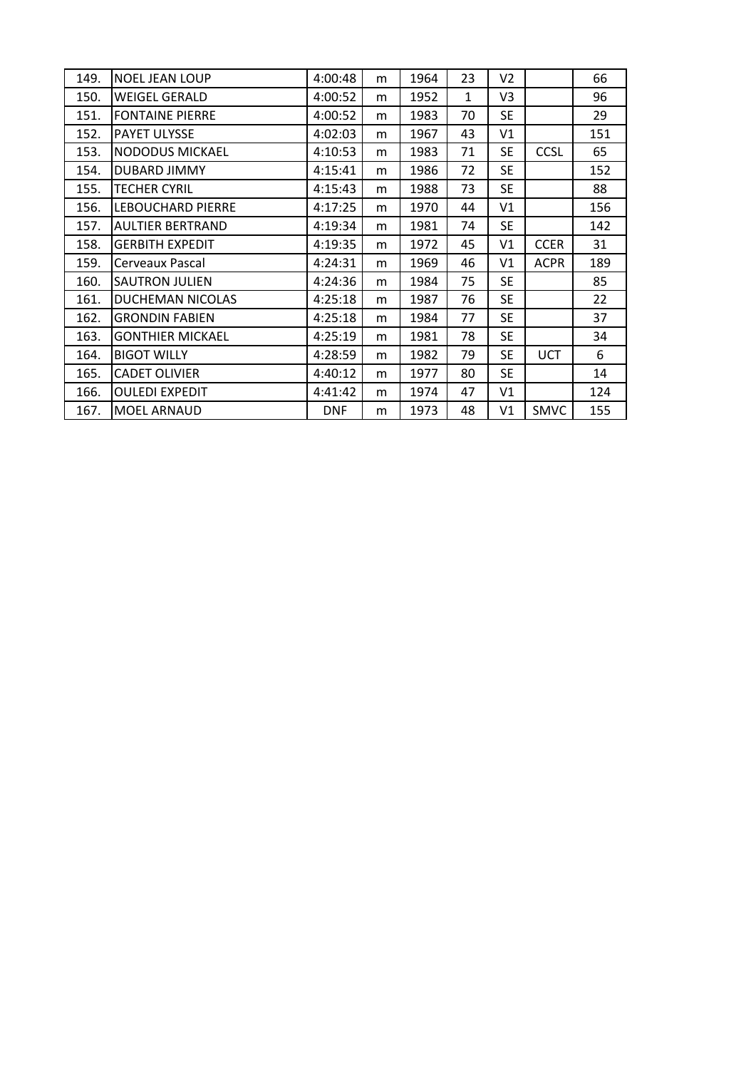| | | | | | | | | |
|---|---|---|---|---|---|---|---|---|
| 149. | NOEL JEAN LOUP | 4:00:48 | m | 1964 | 23 | V2 | | 66 |
| 150. | WEIGEL GERALD | 4:00:52 | m | 1952 | 1 | V3 | | 96 |
| 151. | FONTAINE PIERRE | 4:00:52 | m | 1983 | 70 | SE | | 29 |
| 152. | PAYET ULYSSE | 4:02:03 | m | 1967 | 43 | V1 | | 151 |
| 153. | NODODUS MICKAEL | 4:10:53 | m | 1983 | 71 | SE | CCSL | 65 |
| 154. | DUBARD JIMMY | 4:15:41 | m | 1986 | 72 | SE | | 152 |
| 155. | TECHER CYRIL | 4:15:43 | m | 1988 | 73 | SE | | 88 |
| 156. | LEBOUCHARD PIERRE | 4:17:25 | m | 1970 | 44 | V1 | | 156 |
| 157. | AULTIER BERTRAND | 4:19:34 | m | 1981 | 74 | SE | | 142 |
| 158. | GERBITH EXPEDIT | 4:19:35 | m | 1972 | 45 | V1 | CCER | 31 |
| 159. | Cerveaux Pascal | 4:24:31 | m | 1969 | 46 | V1 | ACPR | 189 |
| 160. | SAUTRON JULIEN | 4:24:36 | m | 1984 | 75 | SE | | 85 |
| 161. | DUCHEMAN NICOLAS | 4:25:18 | m | 1987 | 76 | SE | | 22 |
| 162. | GRONDIN FABIEN | 4:25:18 | m | 1984 | 77 | SE | | 37 |
| 163. | GONTHIER MICKAEL | 4:25:19 | m | 1981 | 78 | SE | | 34 |
| 164. | BIGOT WILLY | 4:28:59 | m | 1982 | 79 | SE | UCT | 6 |
| 165. | CADET OLIVIER | 4:40:12 | m | 1977 | 80 | SE | | 14 |
| 166. | OULEDI EXPEDIT | 4:41:42 | m | 1974 | 47 | V1 | | 124 |
| 167. | MOEL ARNAUD | DNF | m | 1973 | 48 | V1 | SMVC | 155 |